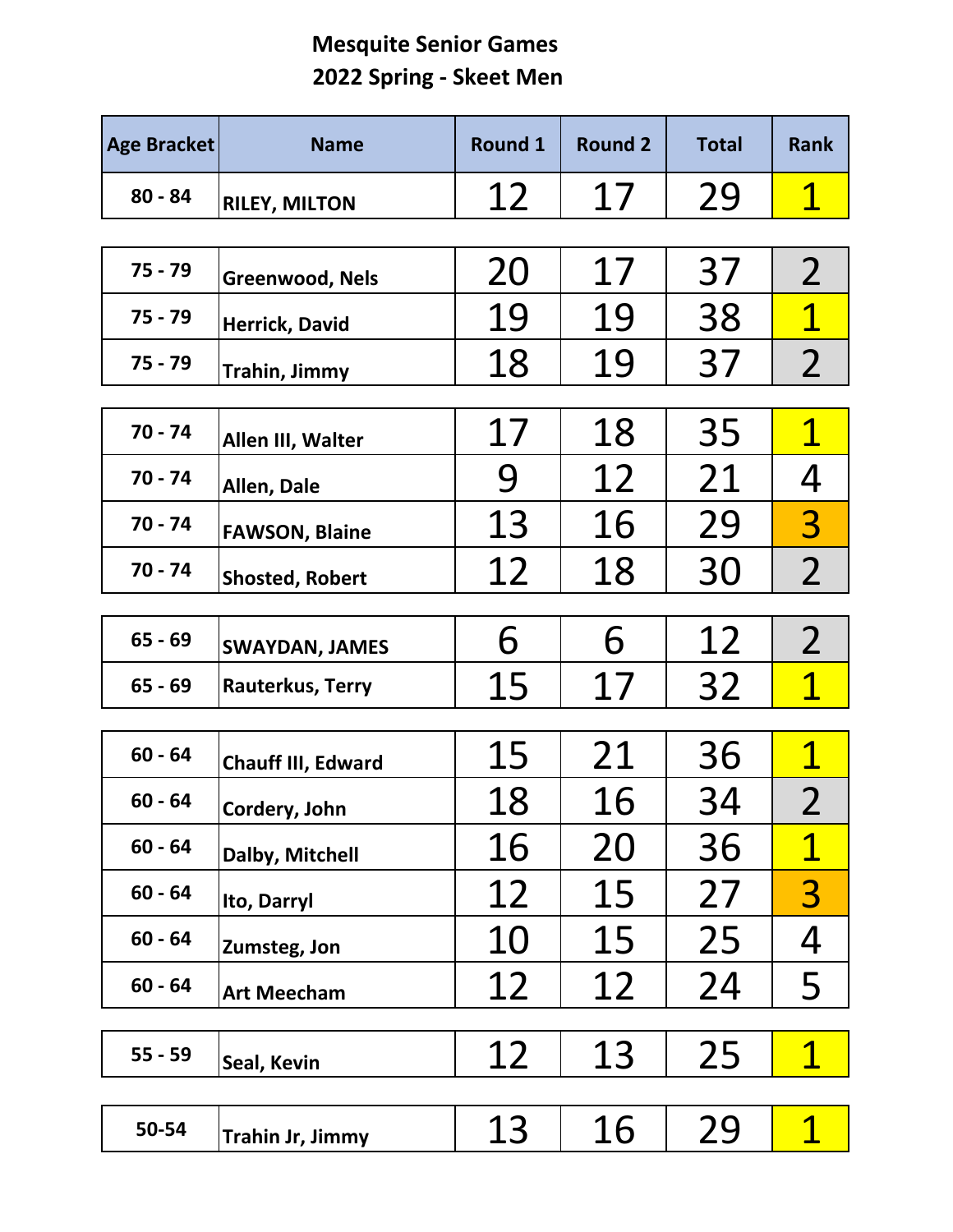# Mesquite Senior Games

## 2022 Spring - Skeet Men

| Age Bracket | Name | Round 1 | Round 2 | Total | Rank |
|---|---|---|---|---|---|
| 80 - 84 | RILEY, MILTON | 12 | 17 | 29 | 1 |
| 75 - 79 | Greenwood, Nels | 20 | 17 | 37 | 2 |
| 75 - 79 | Herrick, David | 19 | 19 | 38 | 1 |
| 75 - 79 | Trahin, Jimmy | 18 | 19 | 37 | 2 |
| 70 - 74 | Allen III, Walter | 17 | 18 | 35 | 1 |
| 70 - 74 | Allen, Dale | 9 | 12 | 21 | 4 |
| 70 - 74 | FAWSON, Blaine | 13 | 16 | 29 | 3 |
| 70 - 74 | Shosted, Robert | 12 | 18 | 30 | 2 |
| 65 - 69 | SWAYDAN, JAMES | 6 | 6 | 12 | 2 |
| 65 - 69 | Rauterkus, Terry | 15 | 17 | 32 | 1 |
| 60 - 64 | Chauff III, Edward | 15 | 21 | 36 | 1 |
| 60 - 64 | Cordery, John | 18 | 16 | 34 | 2 |
| 60 - 64 | Dalby, Mitchell | 16 | 20 | 36 | 1 |
| 60 - 64 | Ito, Darryl | 12 | 15 | 27 | 3 |
| 60 - 64 | Zumsteg, Jon | 10 | 15 | 25 | 4 |
| 60 - 64 | Art Meecham | 12 | 12 | 24 | 5 |
| 55 - 59 | Seal, Kevin | 12 | 13 | 25 | 1 |
| 50-54 | Trahin Jr, Jimmy | 13 | 16 | 29 | 1 |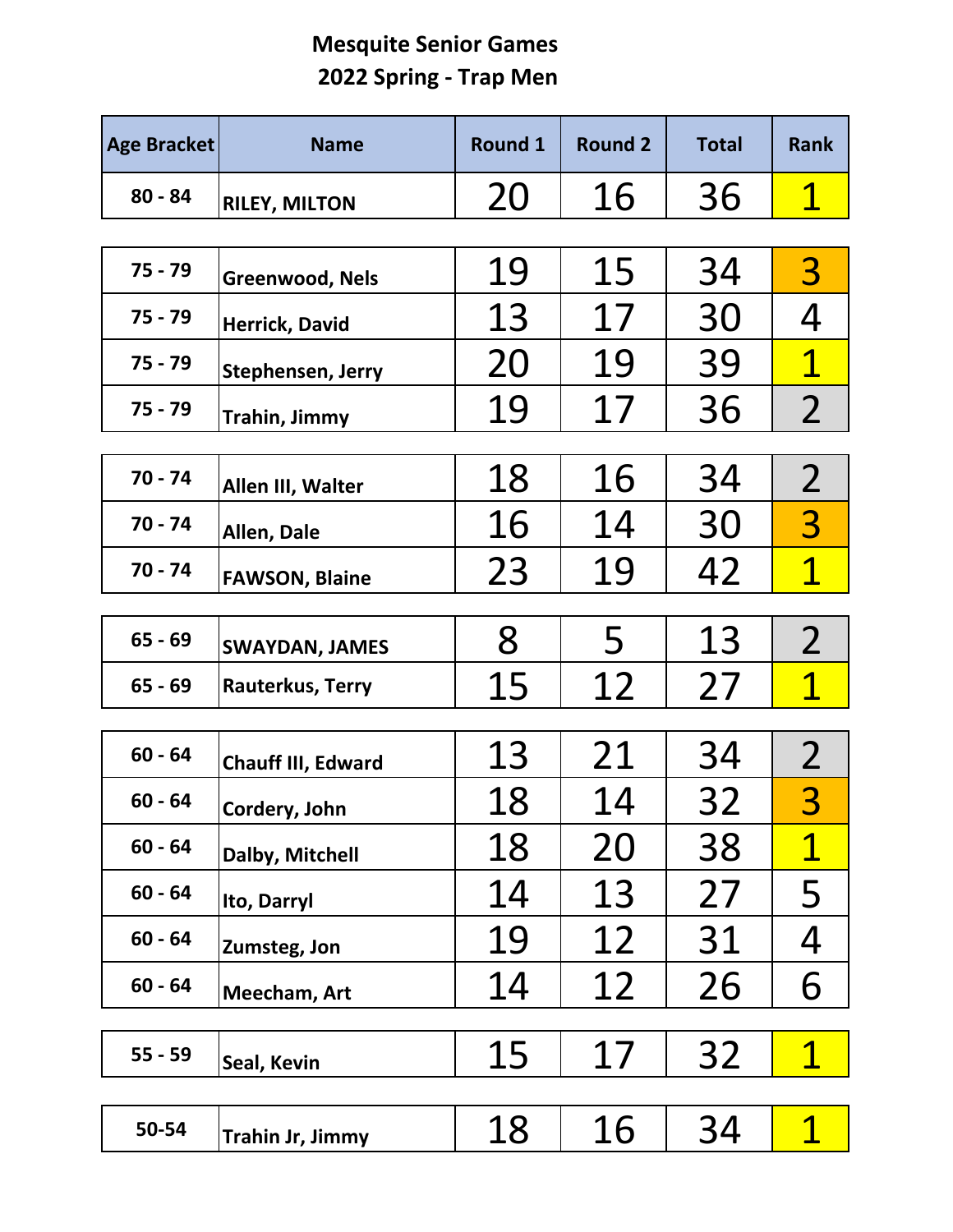# Mesquite Senior Games
## 2022 Spring - Trap Men

| Age Bracket | Name | Round 1 | Round 2 | Total | Rank |
|---|---|---|---|---|---|
| 80 - 84 | RILEY, MILTON | 20 | 16 | 36 | 1 |
| 75 - 79 | Greenwood, Nels | 19 | 15 | 34 | 3 |
| 75 - 79 | Herrick, David | 13 | 17 | 30 | 4 |
| 75 - 79 | Stephensen, Jerry | 20 | 19 | 39 | 1 |
| 75 - 79 | Trahin, Jimmy | 19 | 17 | 36 | 2 |
| 70 - 74 | Allen III, Walter | 18 | 16 | 34 | 2 |
| 70 - 74 | Allen, Dale | 16 | 14 | 30 | 3 |
| 70 - 74 | FAWSON, Blaine | 23 | 19 | 42 | 1 |
| 65 - 69 | SWAYDAN, JAMES | 8 | 5 | 13 | 2 |
| 65 - 69 | Rauterkus, Terry | 15 | 12 | 27 | 1 |
| 60 - 64 | Chauff III, Edward | 13 | 21 | 34 | 2 |
| 60 - 64 | Cordery, John | 18 | 14 | 32 | 3 |
| 60 - 64 | Dalby, Mitchell | 18 | 20 | 38 | 1 |
| 60 - 64 | Ito, Darryl | 14 | 13 | 27 | 5 |
| 60 - 64 | Zumsteg, Jon | 19 | 12 | 31 | 4 |
| 60 - 64 | Meecham, Art | 14 | 12 | 26 | 6 |
| 55 - 59 | Seal, Kevin | 15 | 17 | 32 | 1 |
| 50-54 | Trahin Jr, Jimmy | 18 | 16 | 34 | 1 |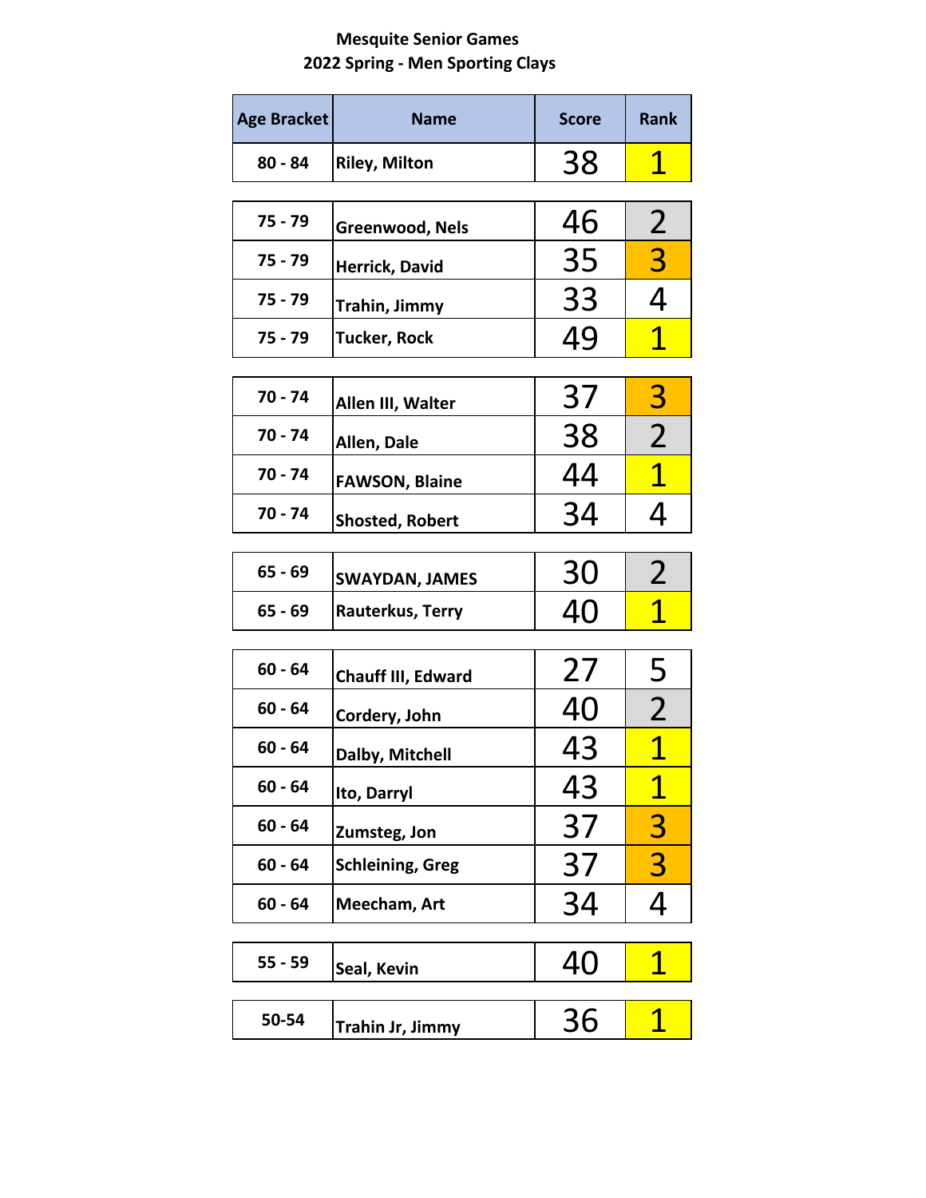**Mesquite Senior Games**
**2022 Spring - Men Sporting Clays**

| Age Bracket | Name | Score | Rank |
|---|---|---|---|
| 80 - 84 | Riley, Milton | 38 | 1 |
| 75 - 79 | Greenwood, Nels | 46 | 2 |
| 75 - 79 | Herrick, David | 35 | 3 |
| 75 - 79 | Trahin, Jimmy | 33 | 4 |
| 75 - 79 | Tucker, Rock | 49 | 1 |
| 70 - 74 | Allen III, Walter | 37 | 3 |
| 70 - 74 | Allen, Dale | 38 | 2 |
| 70 - 74 | FAWSON, Blaine | 44 | 1 |
| 70 - 74 | Shosted, Robert | 34 | 4 |
| 65 - 69 | SWAYDAN, JAMES | 30 | 2 |
| 65 - 69 | Rauterkus, Terry | 40 | 1 |
| 60 - 64 | Chauff III, Edward | 27 | 5 |
| 60 - 64 | Cordery, John | 40 | 2 |
| 60 - 64 | Dalby, Mitchell | 43 | 1 |
| 60 - 64 | Ito, Darryl | 43 | 1 |
| 60 - 64 | Zumsteg, Jon | 37 | 3 |
| 60 - 64 | Schleining, Greg | 37 | 3 |
| 60 - 64 | Meecham, Art | 34 | 4 |
| 55 - 59 | Seal, Kevin | 40 | 1 |
| 50-54 | Trahin Jr, Jimmy | 36 | 1 |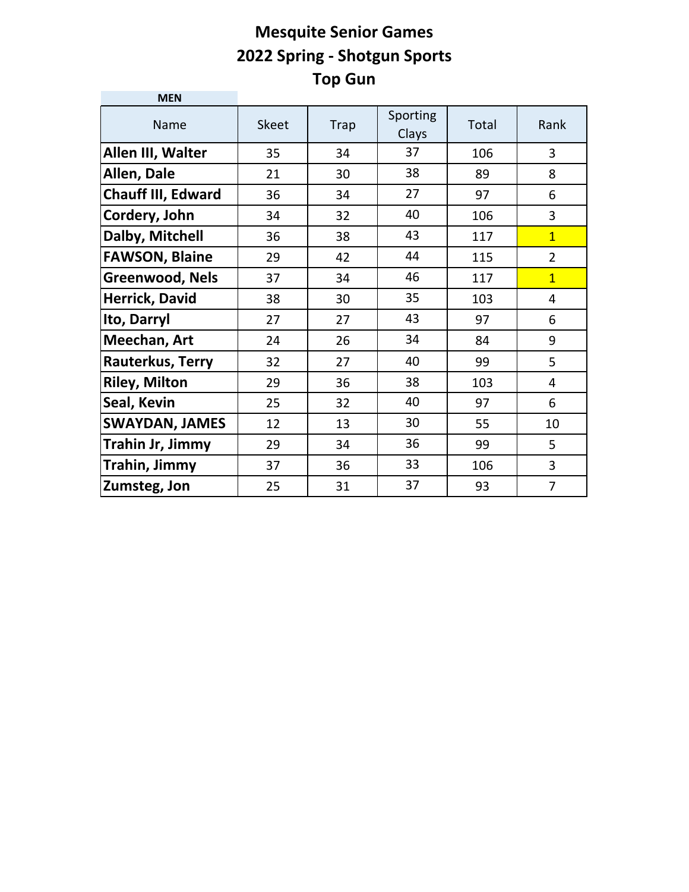# Mesquite Senior Games
## 2022 Spring - Shotgun Sports
## Top Gun

**MEN**

| Name | Skeet | Trap | Sporting Clays | Total | Rank |
|---|---|---|---|---|---|
| **Allen III, Walter** | 35 | 34 | 37 | 106 | 3 |
| **Allen, Dale** | 21 | 30 | 38 | 89 | 8 |
| **Chauff III, Edward** | 36 | 34 | 27 | 97 | 6 |
| **Cordery, John** | 34 | 32 | 40 | 106 | 3 |
| **Dalby, Mitchell** | 36 | 38 | 43 | 117 | 1 |
| **FAWSON, Blaine** | 29 | 42 | 44 | 115 | 2 |
| **Greenwood, Nels** | 37 | 34 | 46 | 117 | 1 |
| **Herrick, David** | 38 | 30 | 35 | 103 | 4 |
| **Ito, Darryl** | 27 | 27 | 43 | 97 | 6 |
| **Meechan, Art** | 24 | 26 | 34 | 84 | 9 |
| **Rauterkus, Terry** | 32 | 27 | 40 | 99 | 5 |
| **Riley, Milton** | 29 | 36 | 38 | 103 | 4 |
| **Seal, Kevin** | 25 | 32 | 40 | 97 | 6 |
| **SWAYDAN, JAMES** | 12 | 13 | 30 | 55 | 10 |
| **Trahin Jr, Jimmy** | 29 | 34 | 36 | 99 | 5 |
| **Trahin, Jimmy** | 37 | 36 | 33 | 106 | 3 |
| **Zumsteg, Jon** | 25 | 31 | 37 | 93 | 7 |